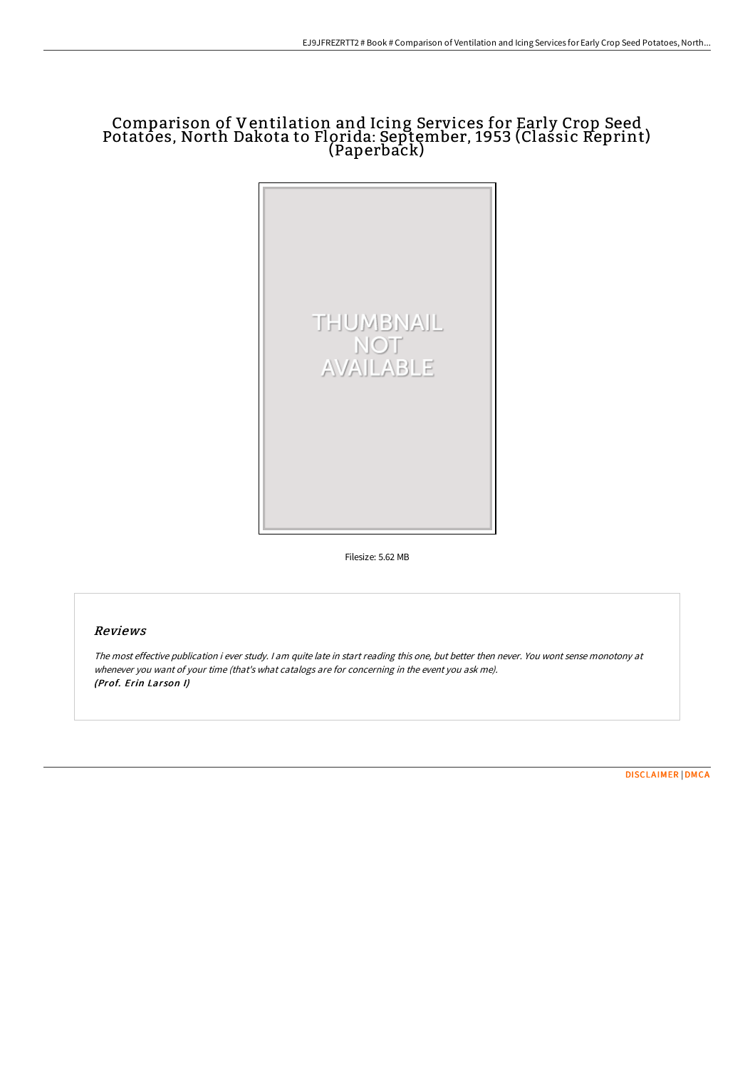# Comparison of Ventilation and Icing Services for Early Crop Seed Potatoes, North Dakota to Florida: September, 1953 (Classic Reprint) (Paperback)

Filesize: 5.62 MB

## Reviews

*The most effective publication i ever study. I am quite late in start reading this one, but better then never. You wont sense monotony at whenever you want of your time (that's what catalogs are for concerning in the event you ask me).*
*(Prof. Erin Larson I)*

DISCLAIMER | DMCA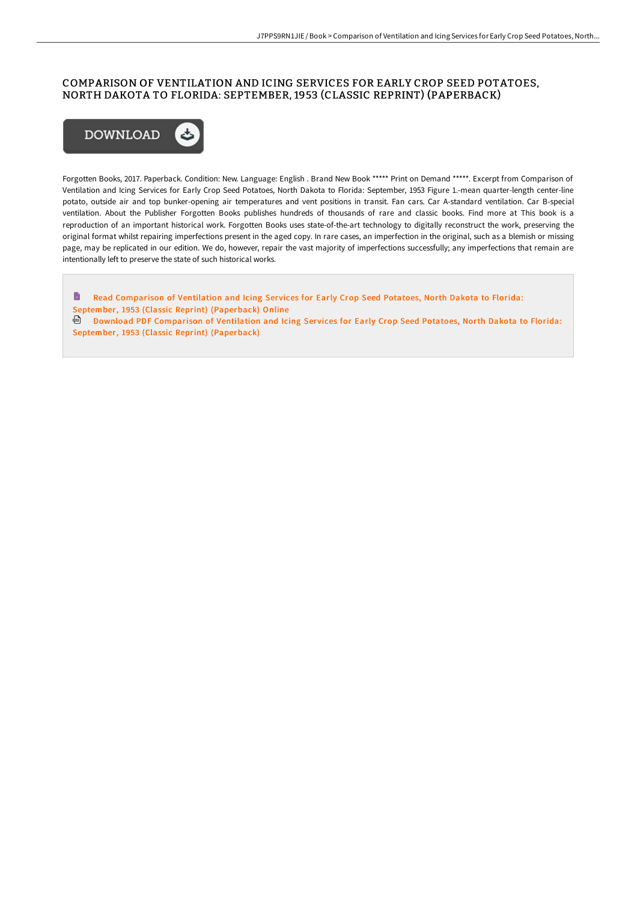# COMPARISON OF VENTILATION AND ICING SERVICES FOR EARLY CROP SEED POTATOES, NORTH DAKOTA TO FLORIDA: SEPTEMBER, 1953 (CLASSIC REPRINT) (PAPERBACK)

DOWNLOAD

Forgotten Books, 2017. Paperback. Condition: New. Language: English . Brand New Book ***** Print on Demand *****. Excerpt from Comparison of Ventilation and Icing Services for Early Crop Seed Potatoes, North Dakota to Florida: September, 1953 Figure 1.-mean quarter-length center-line potato, outside air and top bunker-opening air temperatures and vent positions in transit. Fan cars. Car A-standard ventilation. Car B-special ventilation. About the Publisher Forgotten Books publishes hundreds of thousands of rare and classic books. Find more at This book is a reproduction of an important historical work. Forgotten Books uses state-of-the-art technology to digitally reconstruct the work, preserving the original format whilst repairing imperfections present in the aged copy. In rare cases, an imperfection in the original, such as a blemish or missing page, may be replicated in our edition. We do, however, repair the vast majority of imperfections successfully; any imperfections that remain are intentionally left to preserve the state of such historical works.

- Read Comparison of Ventilation and Icing Services for Early Crop Seed Potatoes, North Dakota to Florida: September, 1953 (Classic Reprint) (Paperback) Online
- Download PDF Comparison of Ventilation and Icing Services for Early Crop Seed Potatoes, North Dakota to Florida: September, 1953 (Classic Reprint) (Paperback)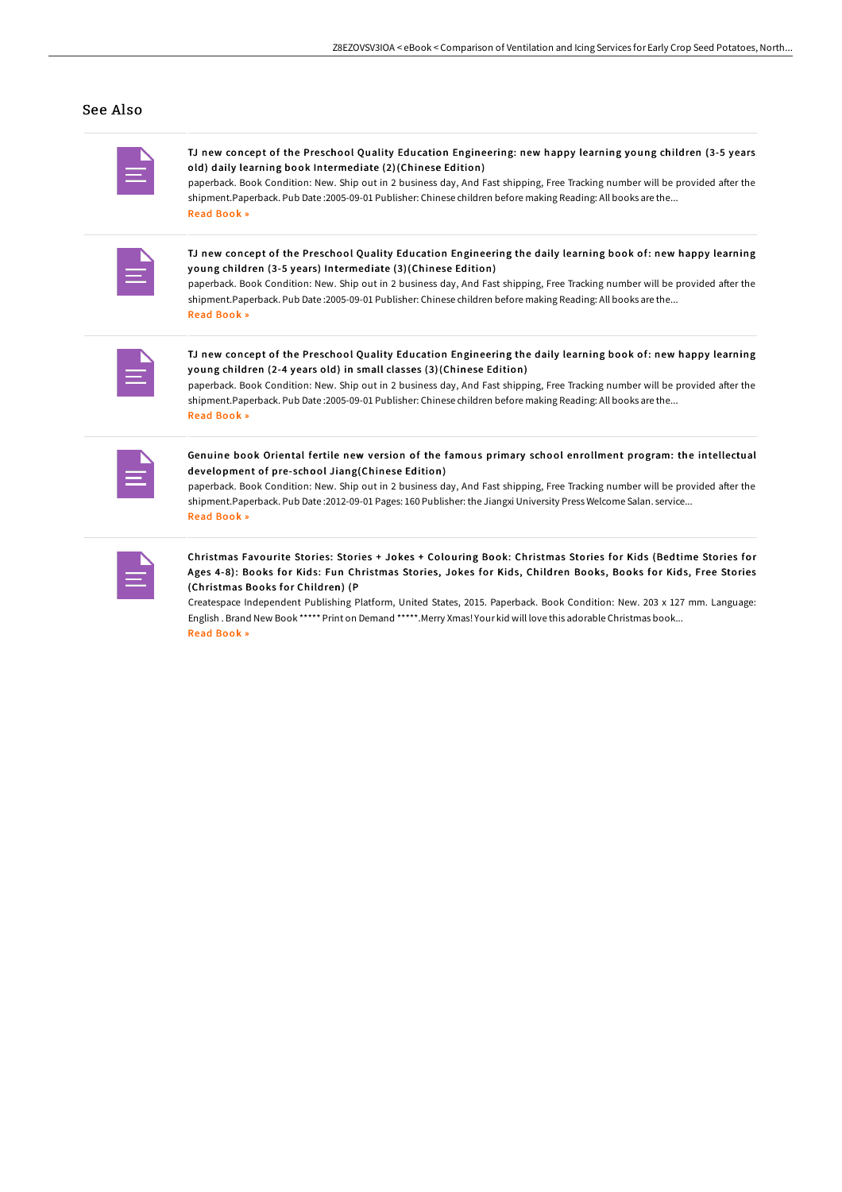## See Also

TJ new concept of the Preschool Quality Education Engineering: new happy learning young children (3-5 years old) daily learning book Intermediate (2)(Chinese Edition)

paperback. Book Condition: New. Ship out in 2 business day, And Fast shipping, Free Tracking number will be provided after the shipment.Paperback. Pub Date :2005-09-01 Publisher: Chinese children before making Reading: All books are the...

Read Book »

TJ new concept of the Preschool Quality Education Engineering the daily learning book of: new happy learning young children (3-5 years) Intermediate (3)(Chinese Edition)

paperback. Book Condition: New. Ship out in 2 business day, And Fast shipping, Free Tracking number will be provided after the shipment.Paperback. Pub Date :2005-09-01 Publisher: Chinese children before making Reading: All books are the...

Read Book »

TJ new concept of the Preschool Quality Education Engineering the daily learning book of: new happy learning young children (2-4 years old) in small classes (3)(Chinese Edition)

paperback. Book Condition: New. Ship out in 2 business day, And Fast shipping, Free Tracking number will be provided after the shipment.Paperback. Pub Date :2005-09-01 Publisher: Chinese children before making Reading: All books are the...

Read Book »

Genuine book Oriental fertile new version of the famous primary school enrollment program: the intellectual development of pre-school Jiang(Chinese Edition)

paperback. Book Condition: New. Ship out in 2 business day, And Fast shipping, Free Tracking number will be provided after the shipment.Paperback. Pub Date :2012-09-01 Pages: 160 Publisher: the Jiangxi University Press Welcome Salan. service...

Read Book »

Christmas Favourite Stories: Stories + Jokes + Colouring Book: Christmas Stories for Kids (Bedtime Stories for Ages 4-8): Books for Kids: Fun Christmas Stories, Jokes for Kids, Children Books, Books for Kids, Free Stories (Christmas Books for Children) (P

Createspace Independent Publishing Platform, United States, 2015. Paperback. Book Condition: New. 203 x 127 mm. Language: English . Brand New Book ***** Print on Demand *****.Merry Xmas! Your kid will love this adorable Christmas book...

Read Book »